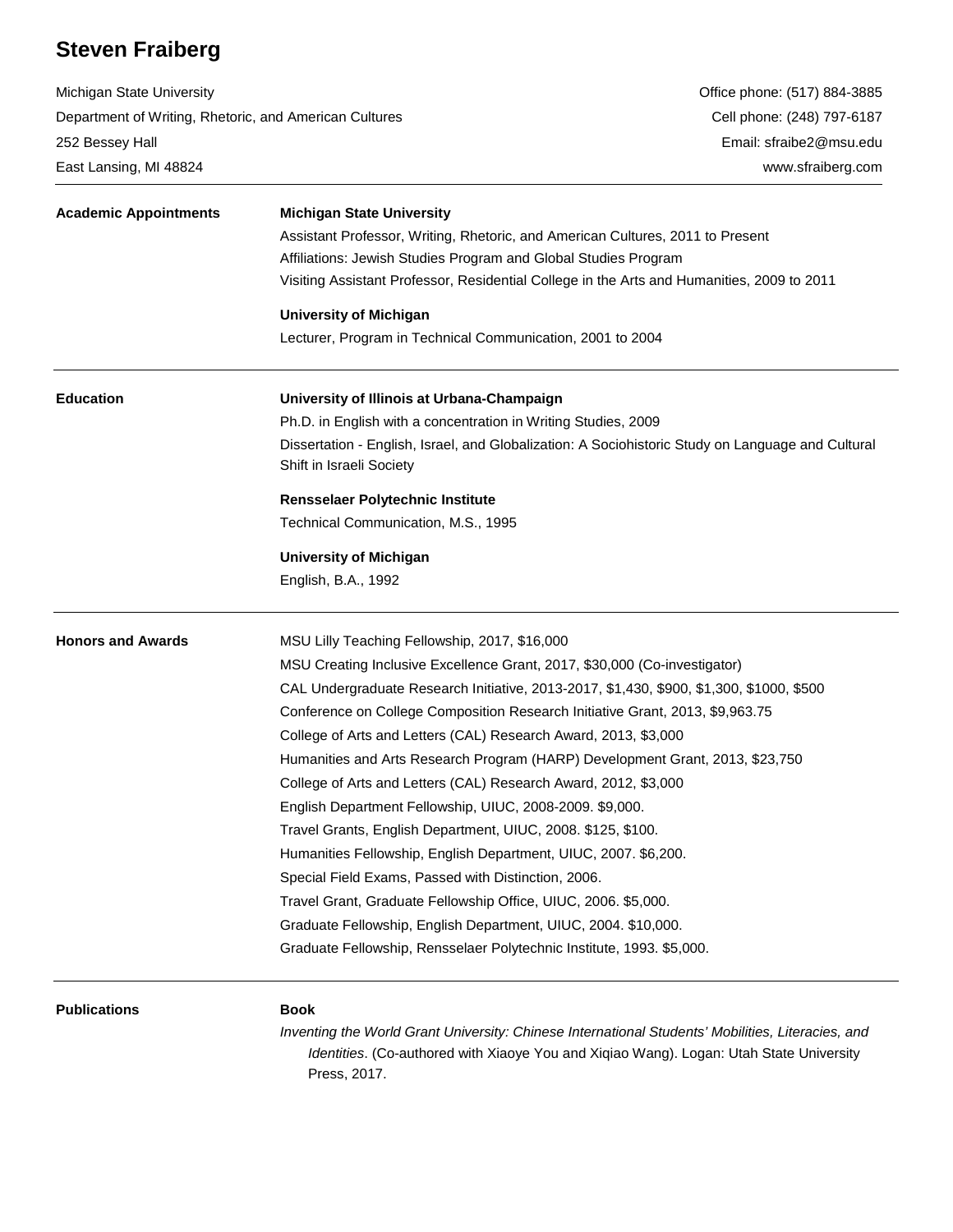# Steven Fraiberg

Michigan State University
Department of Writing, Rhetoric, and American Cultures
252 Bessey Hall
East Lansing, MI 48824

Office phone: (517) 884-3885
Cell phone: (248) 797-6187
Email: sfraibe2@msu.edu
www.sfraiberg.com

---

## Academic Appointments

**Michigan State University**

Assistant Professor, Writing, Rhetoric, and American Cultures, 2011 to Present
Affiliations: Jewish Studies Program and Global Studies Program
Visiting Assistant Professor, Residential College in the Arts and Humanities, 2009 to 2011

**University of Michigan**

Lecturer, Program in Technical Communication, 2001 to 2004

---

## Education

**University of Illinois at Urbana-Champaign**

Ph.D. in English with a concentration in Writing Studies, 2009
Dissertation - English, Israel, and Globalization: A Sociohistoric Study on Language and Cultural Shift in Israeli Society

**Rensselaer Polytechnic Institute**

Technical Communication, M.S., 1995

**University of Michigan**

English, B.A., 1992

---

## Honors and Awards

MSU Lilly Teaching Fellowship, 2017, $16,000
MSU Creating Inclusive Excellence Grant, 2017, $30,000 (Co-investigator)
CAL Undergraduate Research Initiative, 2013-2017, $1,430, $900, $1,300, $1000, $500
Conference on College Composition Research Initiative Grant, 2013, $9,963.75
College of Arts and Letters (CAL) Research Award, 2013, $3,000
Humanities and Arts Research Program (HARP) Development Grant, 2013, $23,750
College of Arts and Letters (CAL) Research Award, 2012, $3,000
English Department Fellowship, UIUC, 2008-2009. $9,000.
Travel Grants, English Department, UIUC, 2008. $125, $100.
Humanities Fellowship, English Department, UIUC, 2007. $6,200.
Special Field Exams, Passed with Distinction, 2006.
Travel Grant, Graduate Fellowship Office, UIUC, 2006. $5,000.
Graduate Fellowship, English Department, UIUC, 2004. $10,000.
Graduate Fellowship, Rensselaer Polytechnic Institute, 1993. $5,000.

---

## Publications

**Book**

*Inventing the World Grant University: Chinese International Students' Mobilities, Literacies, and Identities*. (Co-authored with Xiaoye You and Xiqiao Wang). Logan: Utah State University Press, 2017.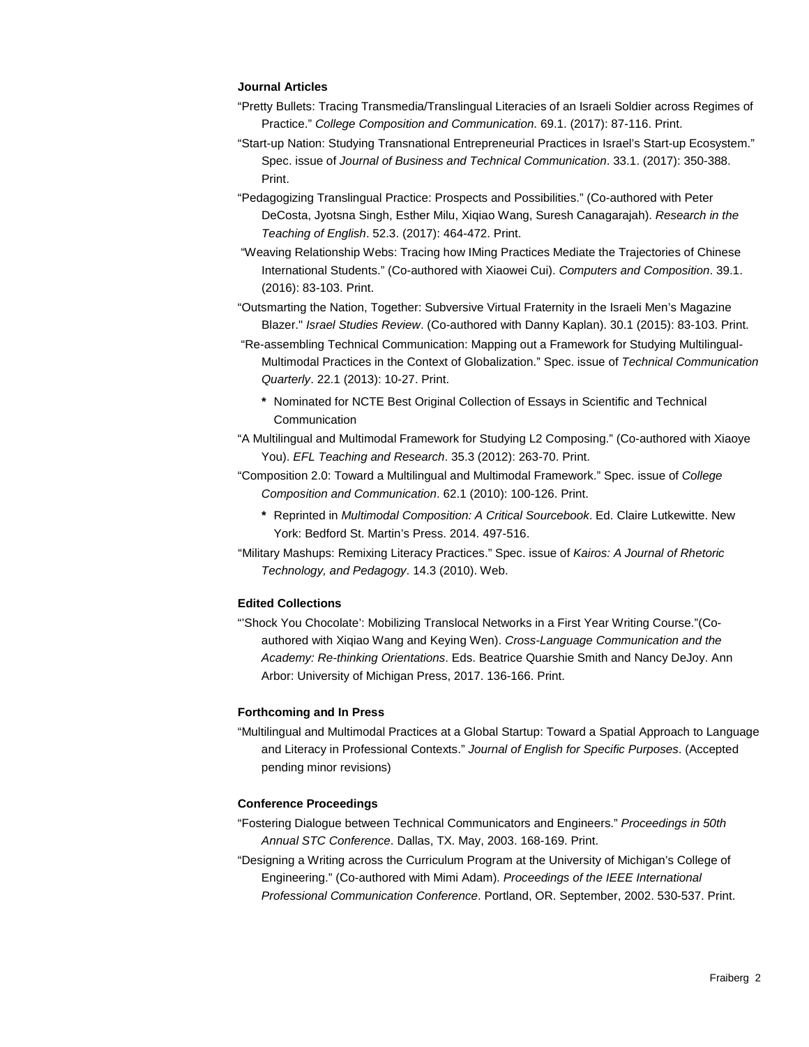### Journal Articles

"Pretty Bullets: Tracing Transmedia/Translingual Literacies of an Israeli Soldier across Regimes of Practice." *College Composition and Communication*. 69.1. (2017): 87-116. Print.

"Start-up Nation: Studying Transnational Entrepreneurial Practices in Israel's Start-up Ecosystem." Spec. issue of *Journal of Business and Technical Communication*. 33.1. (2017): 350-388. Print.

"Pedagogizing Translingual Practice: Prospects and Possibilities." (Co-authored with Peter DeCosta, Jyotsna Singh, Esther Milu, Xiqiao Wang, Suresh Canagarajah). *Research in the Teaching of English*. 52.3. (2017): 464-472. Print.

"Weaving Relationship Webs: Tracing how IMing Practices Mediate the Trajectories of Chinese International Students." (Co-authored with Xiaowei Cui). *Computers and Composition*. 39.1. (2016): 83-103. Print.

"Outsmarting the Nation, Together: Subversive Virtual Fraternity in the Israeli Men's Magazine Blazer." *Israel Studies Review*. (Co-authored with Danny Kaplan). 30.1 (2015): 83-103. Print.

"Re-assembling Technical Communication: Mapping out a Framework for Studying Multilingual-Multimodal Practices in the Context of Globalization." Spec. issue of *Technical Communication Quarterly*. 22.1 (2013): 10-27. Print.

- **\*** Nominated for NCTE Best Original Collection of Essays in Scientific and Technical Communication

"A Multilingual and Multimodal Framework for Studying L2 Composing." (Co-authored with Xiaoye You). *EFL Teaching and Research*. 35.3 (2012): 263-70. Print.

"Composition 2.0: Toward a Multilingual and Multimodal Framework." Spec. issue of *College Composition and Communication*. 62.1 (2010): 100-126. Print.

- **\*** Reprinted in *Multimodal Composition: A Critical Sourcebook*. Ed. Claire Lutkewitte. New York: Bedford St. Martin's Press. 2014. 497-516.

"Military Mashups: Remixing Literacy Practices." Spec. issue of *Kairos: A Journal of Rhetoric Technology, and Pedagogy*. 14.3 (2010). Web.

### Edited Collections

"'Shock You Chocolate': Mobilizing Translocal Networks in a First Year Writing Course."(Co-authored with Xiqiao Wang and Keying Wen). *Cross-Language Communication and the Academy: Re-thinking Orientations*. Eds. Beatrice Quarshie Smith and Nancy DeJoy. Ann Arbor: University of Michigan Press, 2017. 136-166. Print.

### Forthcoming and In Press

"Multilingual and Multimodal Practices at a Global Startup: Toward a Spatial Approach to Language and Literacy in Professional Contexts." *Journal of English for Specific Purposes*. (Accepted pending minor revisions)

### Conference Proceedings

"Fostering Dialogue between Technical Communicators and Engineers." *Proceedings in 50th Annual STC Conference*. Dallas, TX. May, 2003. 168-169. Print.

"Designing a Writing across the Curriculum Program at the University of Michigan's College of Engineering." (Co-authored with Mimi Adam). *Proceedings of the IEEE International Professional Communication Conference*. Portland, OR. September, 2002. 530-537. Print.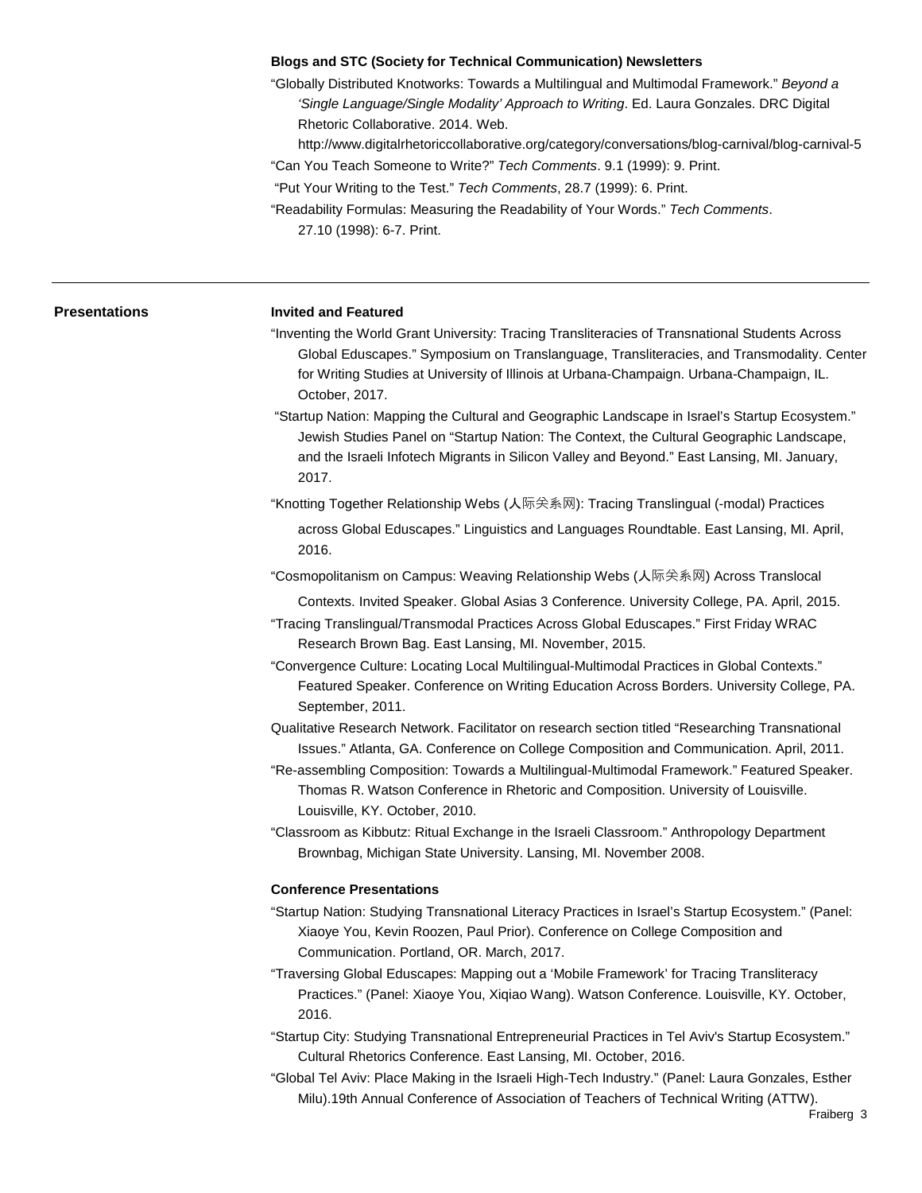### Blogs and STC (Society for Technical Communication) Newsletters

"Globally Distributed Knotworks: Towards a Multilingual and Multimodal Framework." *Beyond a 'Single Language/Single Modality' Approach to Writing*. Ed. Laura Gonzales. DRC Digital Rhetoric Collaborative. 2014. Web. http://www.digitalrhetoriccollaborative.org/category/conversations/blog-carnival/blog-carnival-5

"Can You Teach Someone to Write?" *Tech Comments*. 9.1 (1999): 9. Print.

"Put Your Writing to the Test." *Tech Comments*, 28.7 (1999): 6. Print.

"Readability Formulas: Measuring the Readability of Your Words." *Tech Comments*. 27.10 (1998): 6-7. Print.

---

## Presentations

### Invited and Featured

"Inventing the World Grant University: Tracing Transliteracies of Transnational Students Across Global Eduscapes." Symposium on Translanguage, Transliteracies, and Transmodality. Center for Writing Studies at University of Illinois at Urbana-Champaign. Urbana-Champaign, IL. October, 2017.

"Startup Nation: Mapping the Cultural and Geographic Landscape in Israel's Startup Ecosystem." Jewish Studies Panel on "Startup Nation: The Context, the Cultural Geographic Landscape, and the Israeli Infotech Migrants in Silicon Valley and Beyond." East Lansing, MI. January, 2017.

"Knotting Together Relationship Webs (人际关系网): Tracing Translingual (-modal) Practices across Global Eduscapes." Linguistics and Languages Roundtable. East Lansing, MI. April, 2016.

"Cosmopolitanism on Campus: Weaving Relationship Webs (人际关系网) Across Translocal Contexts. Invited Speaker. Global Asias 3 Conference. University College, PA. April, 2015.

"Tracing Translingual/Transmodal Practices Across Global Eduscapes." First Friday WRAC Research Brown Bag. East Lansing, MI. November, 2015.

"Convergence Culture: Locating Local Multilingual-Multimodal Practices in Global Contexts." Featured Speaker. Conference on Writing Education Across Borders. University College, PA. September, 2011.

Qualitative Research Network. Facilitator on research section titled "Researching Transnational Issues." Atlanta, GA. Conference on College Composition and Communication. April, 2011.

"Re-assembling Composition: Towards a Multilingual-Multimodal Framework." Featured Speaker. Thomas R. Watson Conference in Rhetoric and Composition. University of Louisville. Louisville, KY. October, 2010.

"Classroom as Kibbutz: Ritual Exchange in the Israeli Classroom." Anthropology Department Brownbag, Michigan State University. Lansing, MI. November 2008.

### Conference Presentations

"Startup Nation: Studying Transnational Literacy Practices in Israel's Startup Ecosystem." (Panel: Xiaoye You, Kevin Roozen, Paul Prior). Conference on College Composition and Communication. Portland, OR. March, 2017.

"Traversing Global Eduscapes: Mapping out a 'Mobile Framework' for Tracing Transliteracy Practices." (Panel: Xiaoye You, Xiqiao Wang). Watson Conference. Louisville, KY. October, 2016.

"Startup City: Studying Transnational Entrepreneurial Practices in Tel Aviv's Startup Ecosystem." Cultural Rhetorics Conference. East Lansing, MI. October, 2016.

"Global Tel Aviv: Place Making in the Israeli High-Tech Industry." (Panel: Laura Gonzales, Esther Milu).19th Annual Conference of Association of Teachers of Technical Writing (ATTW).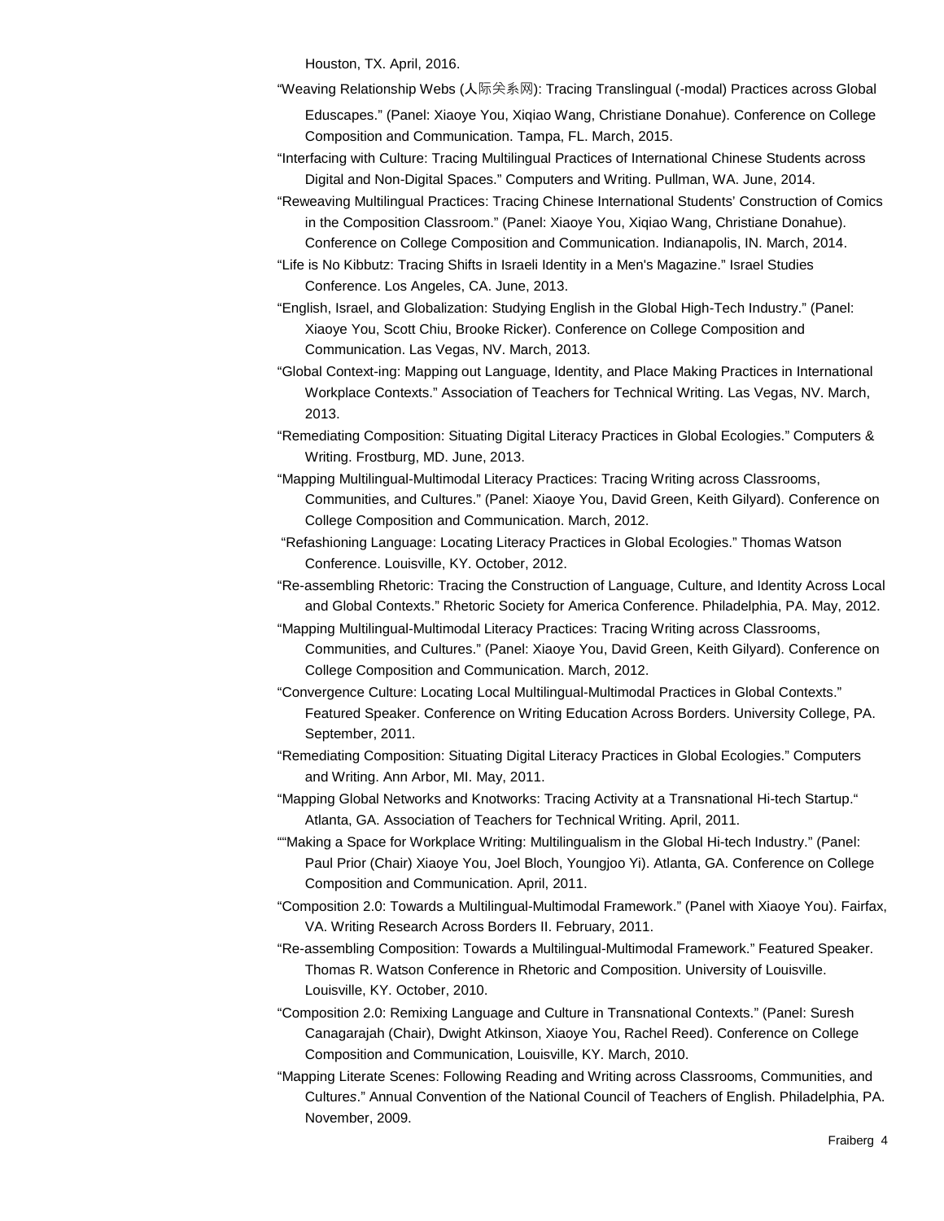Houston, TX. April, 2016.

“Weaving Relationship Webs (人际关系网): Tracing Translingual (-modal) Practices across Global Eduscapes.” (Panel: Xiaoye You, Xiqiao Wang, Christiane Donahue). Conference on College Composition and Communication. Tampa, FL. March, 2015.

“Interfacing with Culture: Tracing Multilingual Practices of International Chinese Students across Digital and Non-Digital Spaces.” Computers and Writing. Pullman, WA. June, 2014.

“Reweaving Multilingual Practices: Tracing Chinese International Students’ Construction of Comics in the Composition Classroom.” (Panel: Xiaoye You, Xiqiao Wang, Christiane Donahue). Conference on College Composition and Communication. Indianapolis, IN. March, 2014.

“Life is No Kibbutz: Tracing Shifts in Israeli Identity in a Men's Magazine.” Israel Studies Conference. Los Angeles, CA. June, 2013.

“English, Israel, and Globalization: Studying English in the Global High-Tech Industry.” (Panel: Xiaoye You, Scott Chiu, Brooke Ricker). Conference on College Composition and Communication. Las Vegas, NV. March, 2013.

“Global Context-ing: Mapping out Language, Identity, and Place Making Practices in International Workplace Contexts.” Association of Teachers for Technical Writing. Las Vegas, NV. March, 2013.

“Remediating Composition: Situating Digital Literacy Practices in Global Ecologies.” Computers & Writing. Frostburg, MD. June, 2013.

“Mapping Multilingual-Multimodal Literacy Practices: Tracing Writing across Classrooms, Communities, and Cultures.” (Panel: Xiaoye You, David Green, Keith Gilyard). Conference on College Composition and Communication. March, 2012.

“Refashioning Language: Locating Literacy Practices in Global Ecologies.” Thomas Watson Conference. Louisville, KY. October, 2012.

“Re-assembling Rhetoric: Tracing the Construction of Language, Culture, and Identity Across Local and Global Contexts.” Rhetoric Society for America Conference. Philadelphia, PA. May, 2012.

“Mapping Multilingual-Multimodal Literacy Practices: Tracing Writing across Classrooms, Communities, and Cultures.” (Panel: Xiaoye You, David Green, Keith Gilyard). Conference on College Composition and Communication. March, 2012.

“Convergence Culture: Locating Local Multilingual-Multimodal Practices in Global Contexts.” Featured Speaker. Conference on Writing Education Across Borders. University College, PA. September, 2011.

“Remediating Composition: Situating Digital Literacy Practices in Global Ecologies.” Computers and Writing. Ann Arbor, MI. May, 2011.

“Mapping Global Networks and Knotworks: Tracing Activity at a Transnational Hi-tech Startup.“ Atlanta, GA. Association of Teachers for Technical Writing. April, 2011.

““Making a Space for Workplace Writing: Multilingualism in the Global Hi-tech Industry.” (Panel: Paul Prior (Chair) Xiaoye You, Joel Bloch, Youngjoo Yi). Atlanta, GA. Conference on College Composition and Communication. April, 2011.

“Composition 2.0: Towards a Multilingual-Multimodal Framework.” (Panel with Xiaoye You). Fairfax, VA. Writing Research Across Borders II. February, 2011.

“Re-assembling Composition: Towards a Multilingual-Multimodal Framework.” Featured Speaker. Thomas R. Watson Conference in Rhetoric and Composition. University of Louisville. Louisville, KY. October, 2010.

“Composition 2.0: Remixing Language and Culture in Transnational Contexts.” (Panel: Suresh Canagarajah (Chair), Dwight Atkinson, Xiaoye You, Rachel Reed). Conference on College Composition and Communication, Louisville, KY. March, 2010.

“Mapping Literate Scenes: Following Reading and Writing across Classrooms, Communities, and Cultures.” Annual Convention of the National Council of Teachers of English. Philadelphia, PA. November, 2009.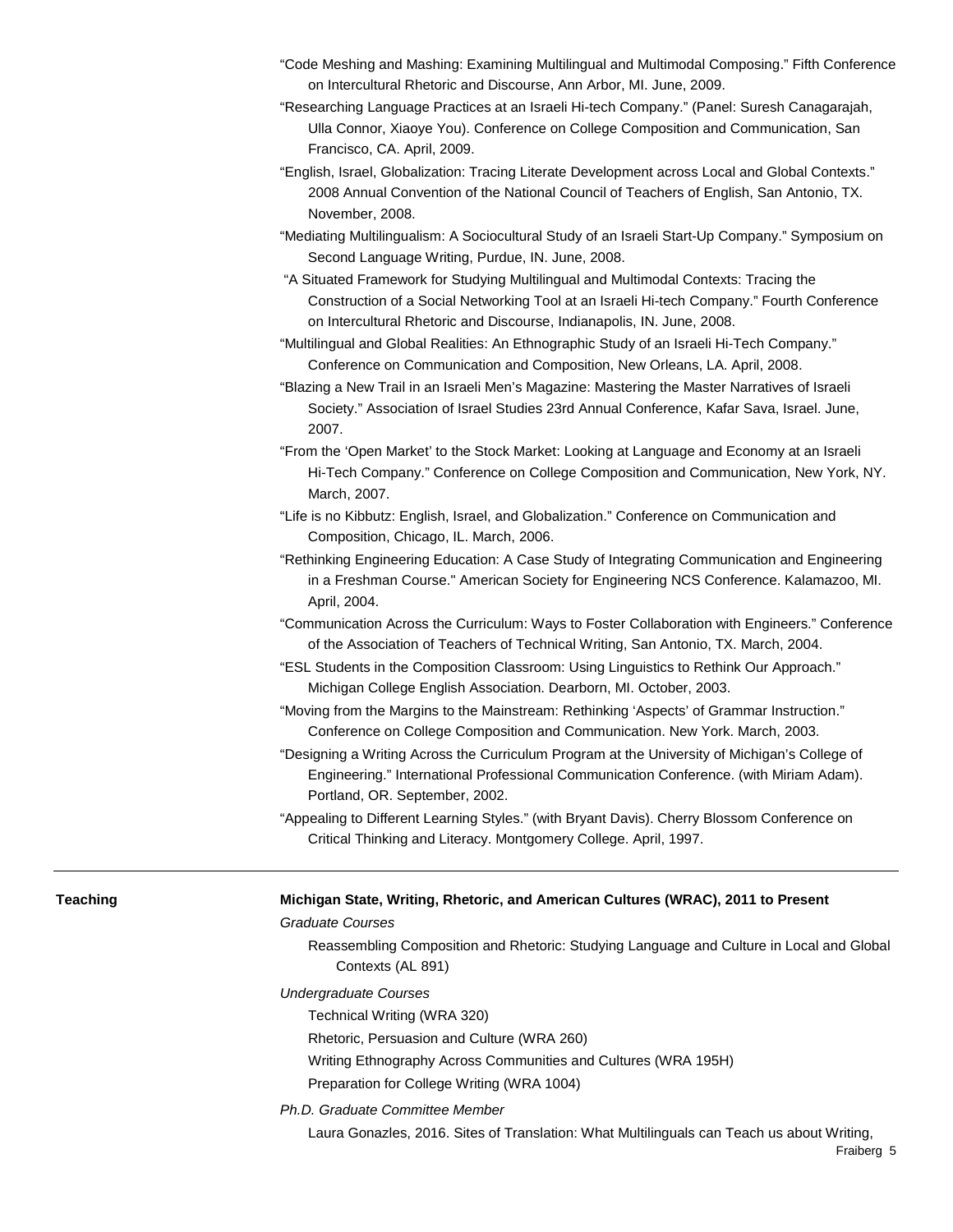"Code Meshing and Mashing: Examining Multilingual and Multimodal Composing." Fifth Conference on Intercultural Rhetoric and Discourse, Ann Arbor, MI. June, 2009.

"Researching Language Practices at an Israeli Hi-tech Company." (Panel: Suresh Canagarajah, Ulla Connor, Xiaoye You). Conference on College Composition and Communication, San Francisco, CA. April, 2009.

"English, Israel, Globalization: Tracing Literate Development across Local and Global Contexts." 2008 Annual Convention of the National Council of Teachers of English, San Antonio, TX. November, 2008.

"Mediating Multilingualism: A Sociocultural Study of an Israeli Start-Up Company." Symposium on Second Language Writing, Purdue, IN. June, 2008.

"A Situated Framework for Studying Multilingual and Multimodal Contexts: Tracing the Construction of a Social Networking Tool at an Israeli Hi-tech Company." Fourth Conference on Intercultural Rhetoric and Discourse, Indianapolis, IN. June, 2008.

"Multilingual and Global Realities: An Ethnographic Study of an Israeli Hi-Tech Company." Conference on Communication and Composition, New Orleans, LA. April, 2008.

"Blazing a New Trail in an Israeli Men's Magazine: Mastering the Master Narratives of Israeli Society." Association of Israel Studies 23rd Annual Conference, Kafar Sava, Israel. June, 2007.

"From the 'Open Market' to the Stock Market: Looking at Language and Economy at an Israeli Hi-Tech Company." Conference on College Composition and Communication, New York, NY. March, 2007.

"Life is no Kibbutz: English, Israel, and Globalization." Conference on Communication and Composition, Chicago, IL. March, 2006.

"Rethinking Engineering Education: A Case Study of Integrating Communication and Engineering in a Freshman Course." American Society for Engineering NCS Conference. Kalamazoo, MI. April, 2004.

"Communication Across the Curriculum: Ways to Foster Collaboration with Engineers." Conference of the Association of Teachers of Technical Writing, San Antonio, TX. March, 2004.

"ESL Students in the Composition Classroom: Using Linguistics to Rethink Our Approach." Michigan College English Association. Dearborn, MI. October, 2003.

"Moving from the Margins to the Mainstream: Rethinking 'Aspects' of Grammar Instruction." Conference on College Composition and Communication. New York. March, 2003.

"Designing a Writing Across the Curriculum Program at the University of Michigan's College of Engineering." International Professional Communication Conference. (with Miriam Adam). Portland, OR. September, 2002.

"Appealing to Different Learning Styles." (with Bryant Davis). Cherry Blossom Conference on Critical Thinking and Literacy. Montgomery College. April, 1997.

---

## Teaching

**Michigan State, Writing, Rhetoric, and American Cultures (WRAC), 2011 to Present**

*Graduate Courses*

Reassembling Composition and Rhetoric: Studying Language and Culture in Local and Global Contexts (AL 891)

*Undergraduate Courses*

Technical Writing (WRA 320)

Rhetoric, Persuasion and Culture (WRA 260)

Writing Ethnography Across Communities and Cultures (WRA 195H)

Preparation for College Writing (WRA 1004)

*Ph.D. Graduate Committee Member*

Laura Gonazles, 2016. Sites of Translation: What Multilinguals can Teach us about Writing,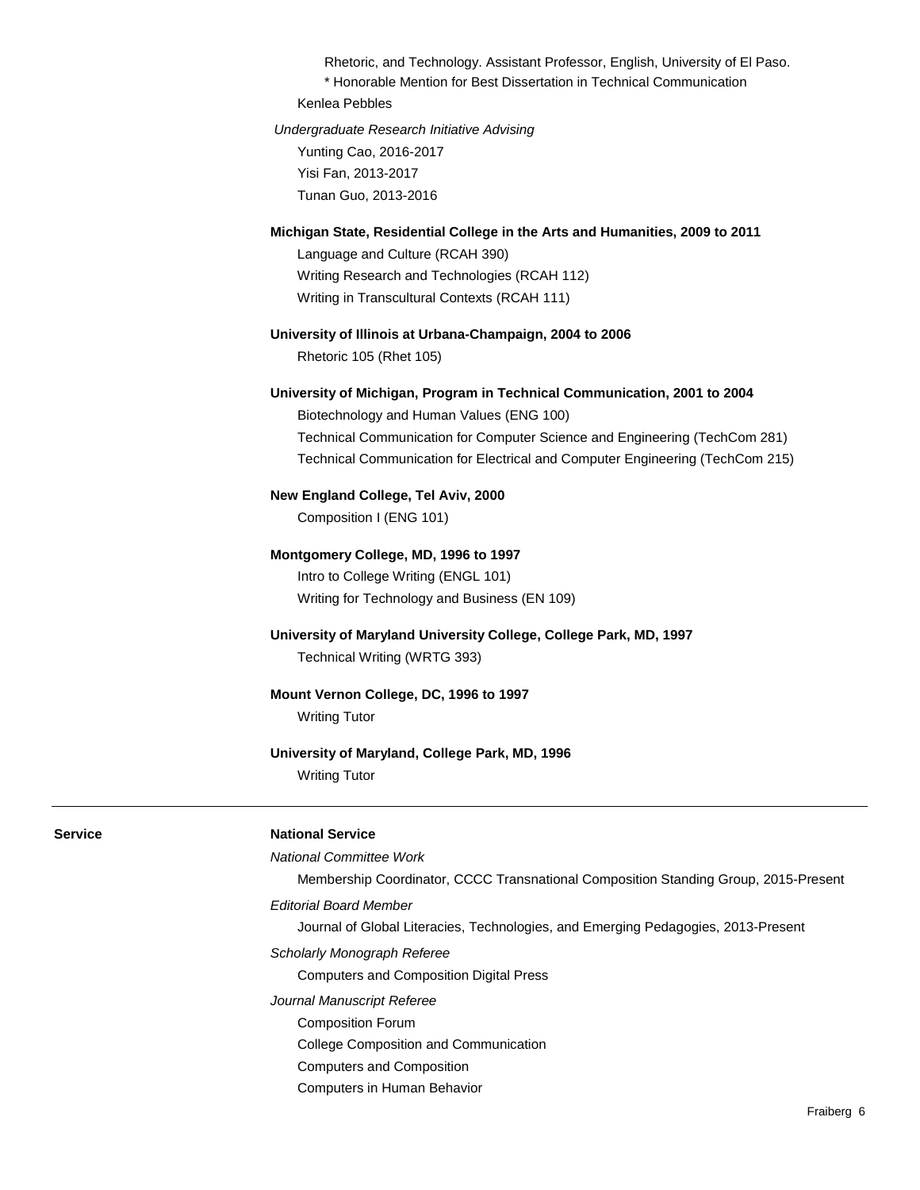Rhetoric, and Technology. Assistant Professor, English, University of El Paso.

* Honorable Mention for Best Dissertation in Technical Communication

Kenlea Pebbles

*Undergraduate Research Initiative Advising*

Yunting Cao, 2016-2017

Yisi Fan, 2013-2017

Tunan Guo, 2013-2016

**Michigan State, Residential College in the Arts and Humanities, 2009 to 2011**

Language and Culture (RCAH 390)

Writing Research and Technologies (RCAH 112)

Writing in Transcultural Contexts (RCAH 111)

**University of Illinois at Urbana-Champaign, 2004 to 2006**

Rhetoric 105 (Rhet 105)

**University of Michigan, Program in Technical Communication, 2001 to 2004**

Biotechnology and Human Values (ENG 100)

Technical Communication for Computer Science and Engineering (TechCom 281)

Technical Communication for Electrical and Computer Engineering (TechCom 215)

**New England College, Tel Aviv, 2000**

Composition I (ENG 101)

**Montgomery College, MD, 1996 to 1997**

Intro to College Writing (ENGL 101)

Writing for Technology and Business (EN 109)

**University of Maryland University College, College Park, MD, 1997**

Technical Writing (WRTG 393)

**Mount Vernon College, DC, 1996 to 1997**

Writing Tutor

**University of Maryland, College Park, MD, 1996**

Writing Tutor

---

## Service

**National Service**

*National Committee Work*

Membership Coordinator, CCCC Transnational Composition Standing Group, 2015-Present

*Editorial Board Member*

Journal of Global Literacies, Technologies, and Emerging Pedagogies, 2013-Present

*Scholarly Monograph Referee*

Computers and Composition Digital Press

*Journal Manuscript Referee*

Composition Forum

College Composition and Communication

Computers and Composition

Computers in Human Behavior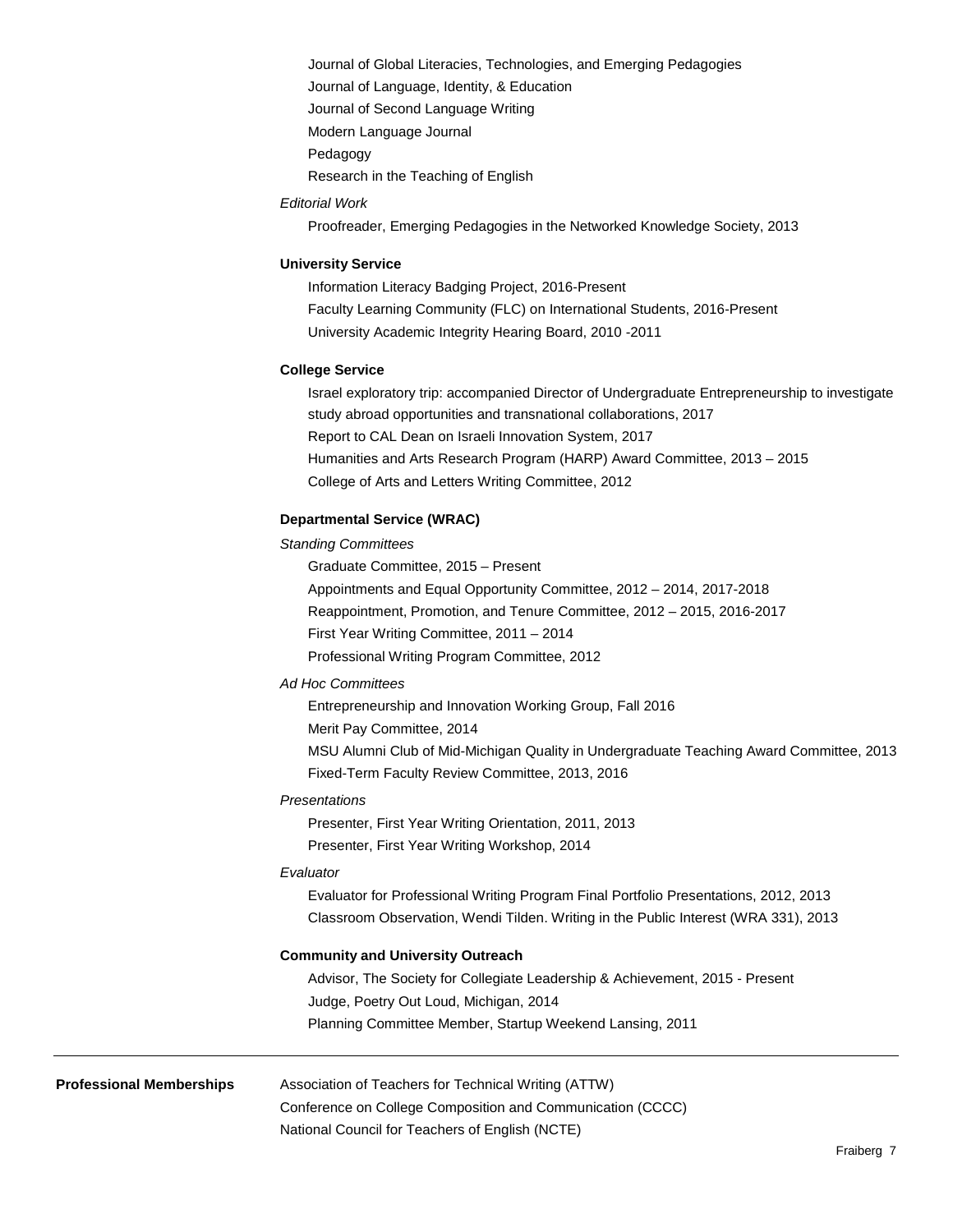Journal of Global Literacies, Technologies, and Emerging Pedagogies
Journal of Language, Identity, & Education
Journal of Second Language Writing
Modern Language Journal
Pedagogy
Research in the Teaching of English

*Editorial Work*

Proofreader, Emerging Pedagogies in the Networked Knowledge Society, 2013

**University Service**

Information Literacy Badging Project, 2016-Present
Faculty Learning Community (FLC) on International Students, 2016-Present
University Academic Integrity Hearing Board, 2010 -2011

**College Service**

Israel exploratory trip: accompanied Director of Undergraduate Entrepreneurship to investigate study abroad opportunities and transnational collaborations, 2017
Report to CAL Dean on Israeli Innovation System, 2017
Humanities and Arts Research Program (HARP) Award Committee, 2013 – 2015
College of Arts and Letters Writing Committee, 2012

**Departmental Service (WRAC)**

*Standing Committees*

Graduate Committee, 2015 – Present
Appointments and Equal Opportunity Committee, 2012 – 2014, 2017-2018
Reappointment, Promotion, and Tenure Committee, 2012 – 2015, 2016-2017
First Year Writing Committee, 2011 – 2014
Professional Writing Program Committee, 2012

*Ad Hoc Committees*

Entrepreneurship and Innovation Working Group, Fall 2016
Merit Pay Committee, 2014
MSU Alumni Club of Mid-Michigan Quality in Undergraduate Teaching Award Committee, 2013
Fixed-Term Faculty Review Committee, 2013, 2016

*Presentations*

Presenter, First Year Writing Orientation, 2011, 2013
Presenter, First Year Writing Workshop, 2014

*Evaluator*

Evaluator for Professional Writing Program Final Portfolio Presentations, 2012, 2013
Classroom Observation, Wendi Tilden. Writing in the Public Interest (WRA 331), 2013

**Community and University Outreach**

Advisor, The Society for Collegiate Leadership & Achievement, 2015 - Present
Judge, Poetry Out Loud, Michigan, 2014
Planning Committee Member, Startup Weekend Lansing, 2011

---

**Professional Memberships**

Association of Teachers for Technical Writing (ATTW)
Conference on College Composition and Communication (CCCC)
National Council for Teachers of English (NCTE)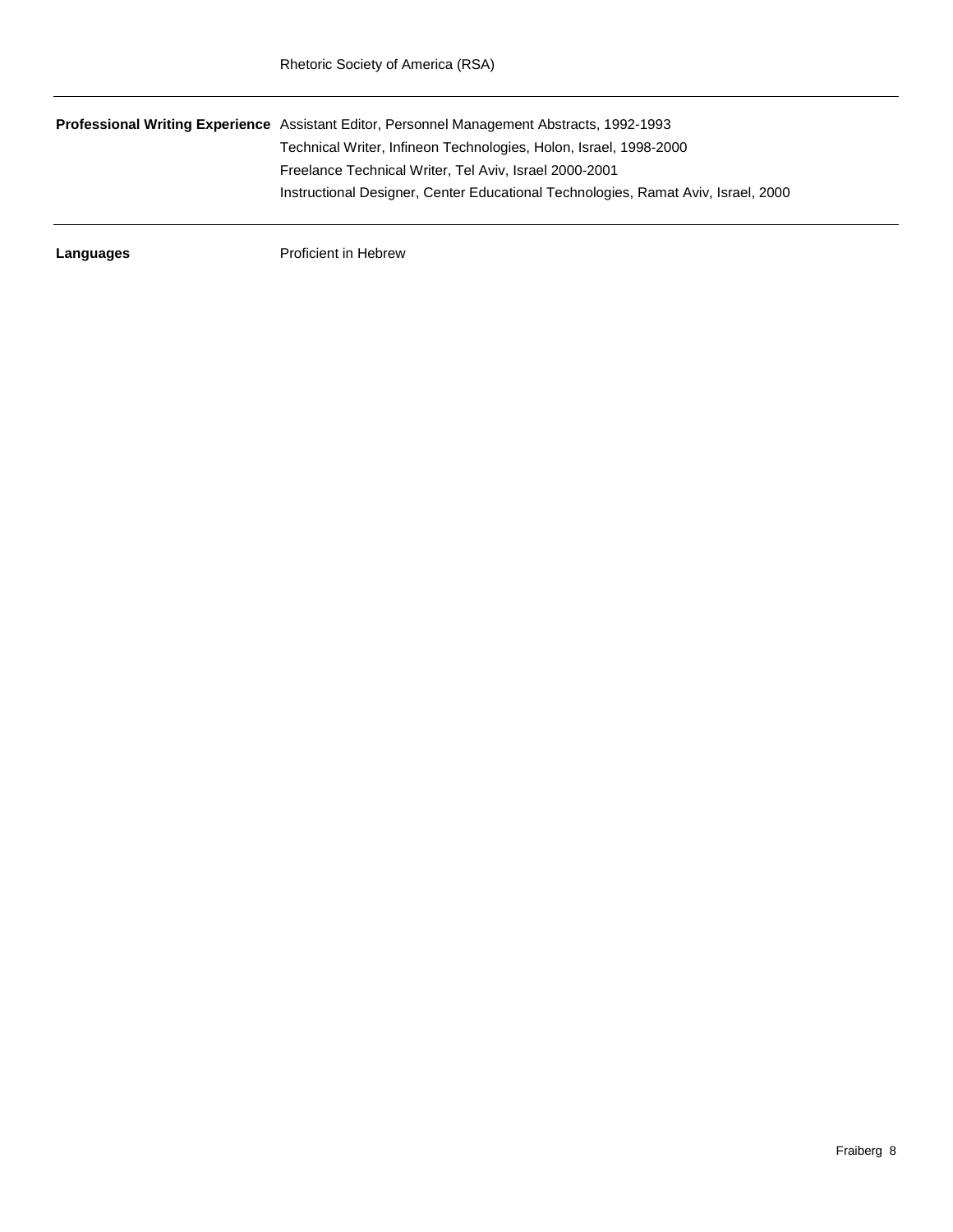Rhetoric Society of America (RSA)

---

**Professional Writing Experience**

Assistant Editor, Personnel Management Abstracts, 1992-1993

Technical Writer, Infineon Technologies, Holon, Israel, 1998-2000

Freelance Technical Writer, Tel Aviv, Israel 2000-2001

Instructional Designer, Center Educational Technologies, Ramat Aviv, Israel, 2000

---

**Languages**

Proficient in Hebrew